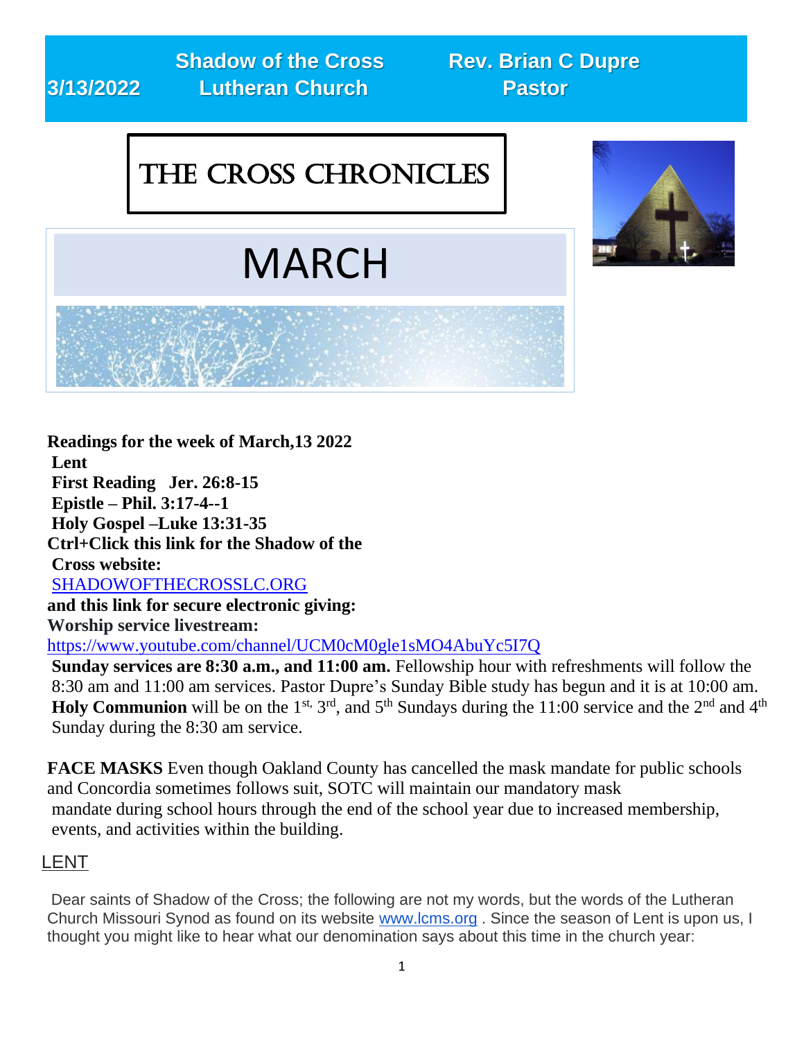3/13/2022 **Shadow of the Cross Lutheran Church** **Rev. Brian C Dupre Pastor**

# THE CROSS CHRONICLES

# MARCH

**Readings for the week of March,13 2022**
**Lent**
**First Reading Jer. 26:8-15**
**Epistle – Phil. 3:17-4--1**
**Holy Gospel –Luke 13:31-35**
**Ctrl+Click this link for the Shadow of the Cross website:**
SHADOWOFTHECROSSLC.ORG
**and this link for secure electronic giving:**
**Worship service livestream:**
https://www.youtube.com/channel/UCM0cM0gle1sMO4AbuYc5I7Q

**Sunday services are 8:30 a.m., and 11:00 am.** Fellowship hour with refreshments will follow the 8:30 am and 11:00 am services. Pastor Dupre's Sunday Bible study has begun and it is at 10:00 am. **Holy Communion** will be on the 1st, 3rd, and 5th Sundays during the 11:00 service and the 2nd and 4th Sunday during the 8:30 am service.

**FACE MASKS** Even though Oakland County has cancelled the mask mandate for public schools and Concordia sometimes follows suit, SOTC will maintain our mandatory mask mandate during school hours through the end of the school year due to increased membership, events, and activities within the building.

## LENT

Dear saints of Shadow of the Cross; the following are not my words, but the words of the Lutheran Church Missouri Synod as found on its website www.lcms.org . Since the season of Lent is upon us, I thought you might like to hear what our denomination says about this time in the church year: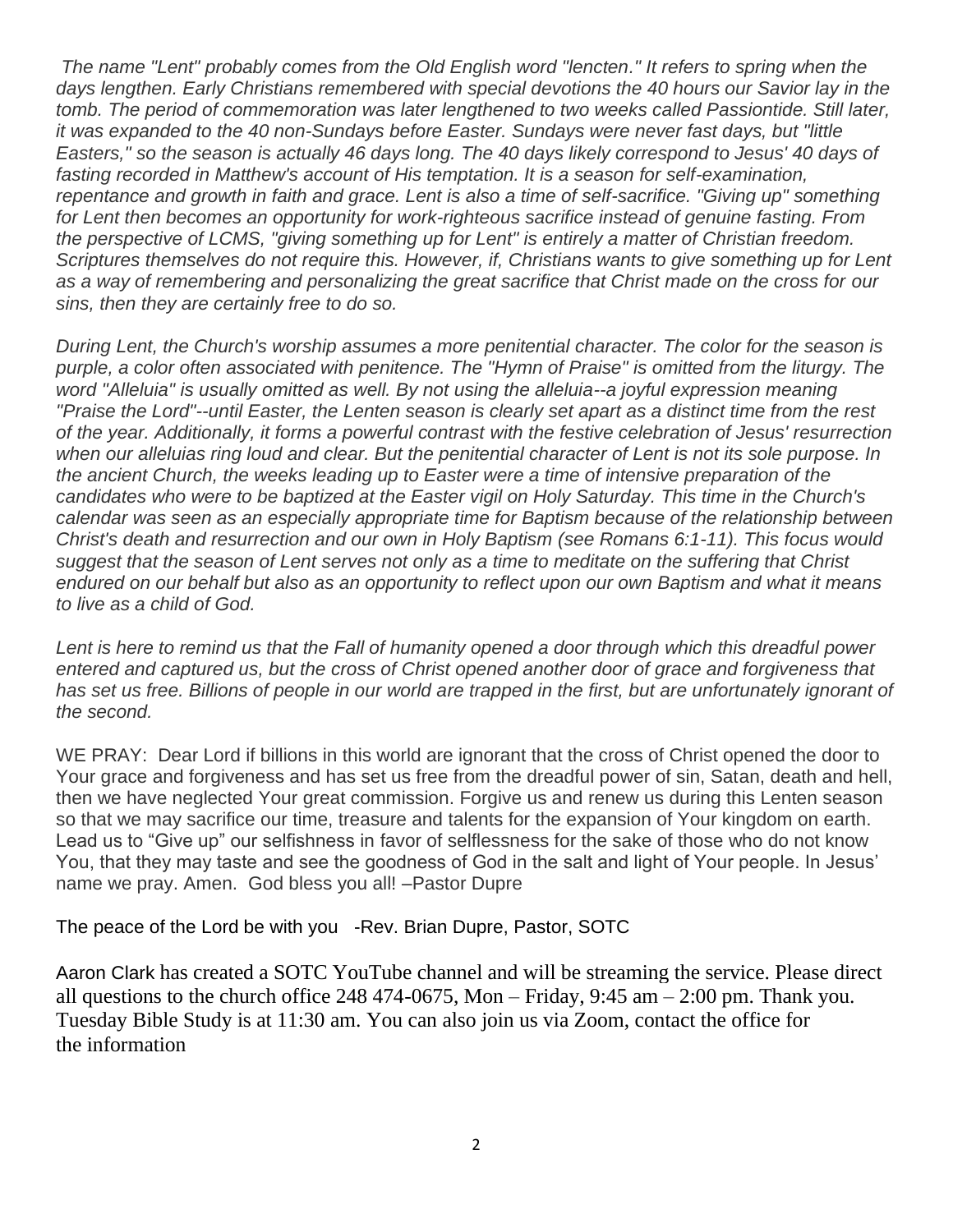*The name "Lent" probably comes from the Old English word "lencten." It refers to spring when the days lengthen. Early Christians remembered with special devotions the 40 hours our Savior lay in the tomb. The period of commemoration was later lengthened to two weeks called Passiontide. Still later, it was expanded to the 40 non-Sundays before Easter. Sundays were never fast days, but "little Easters," so the season is actually 46 days long. The 40 days likely correspond to Jesus' 40 days of fasting recorded in Matthew's account of His temptation. It is a season for self-examination, repentance and growth in faith and grace. Lent is also a time of self-sacrifice. "Giving up" something for Lent then becomes an opportunity for work-righteous sacrifice instead of genuine fasting. From the perspective of LCMS, "giving something up for Lent" is entirely a matter of Christian freedom. Scriptures themselves do not require this. However, if, Christians wants to give something up for Lent as a way of remembering and personalizing the great sacrifice that Christ made on the cross for our sins, then they are certainly free to do so.*

*During Lent, the Church's worship assumes a more penitential character. The color for the season is purple, a color often associated with penitence. The "Hymn of Praise" is omitted from the liturgy. The word "Alleluia" is usually omitted as well. By not using the alleluia--a joyful expression meaning "Praise the Lord"--until Easter, the Lenten season is clearly set apart as a distinct time from the rest of the year. Additionally, it forms a powerful contrast with the festive celebration of Jesus' resurrection when our alleluias ring loud and clear. But the penitential character of Lent is not its sole purpose. In the ancient Church, the weeks leading up to Easter were a time of intensive preparation of the candidates who were to be baptized at the Easter vigil on Holy Saturday. This time in the Church's calendar was seen as an especially appropriate time for Baptism because of the relationship between Christ's death and resurrection and our own in Holy Baptism (see Romans 6:1-11). This focus would suggest that the season of Lent serves not only as a time to meditate on the suffering that Christ endured on our behalf but also as an opportunity to reflect upon our own Baptism and what it means to live as a child of God.*

*Lent is here to remind us that the Fall of humanity opened a door through which this dreadful power entered and captured us, but the cross of Christ opened another door of grace and forgiveness that has set us free. Billions of people in our world are trapped in the first, but are unfortunately ignorant of the second.*

WE PRAY: Dear Lord if billions in this world are ignorant that the cross of Christ opened the door to Your grace and forgiveness and has set us free from the dreadful power of sin, Satan, death and hell, then we have neglected Your great commission. Forgive us and renew us during this Lenten season so that we may sacrifice our time, treasure and talents for the expansion of Your kingdom on earth. Lead us to "Give up" our selfishness in favor of selflessness for the sake of those who do not know You, that they may taste and see the goodness of God in the salt and light of Your people. In Jesus' name we pray. Amen. God bless you all! –Pastor Dupre

The peace of the Lord be with you -Rev. Brian Dupre, Pastor, SOTC

Aaron Clark has created a SOTC YouTube channel and will be streaming the service. Please direct all questions to the church office 248 474-0675, Mon – Friday, 9:45 am – 2:00 pm. Thank you. Tuesday Bible Study is at 11:30 am. You can also join us via Zoom, contact the office for the information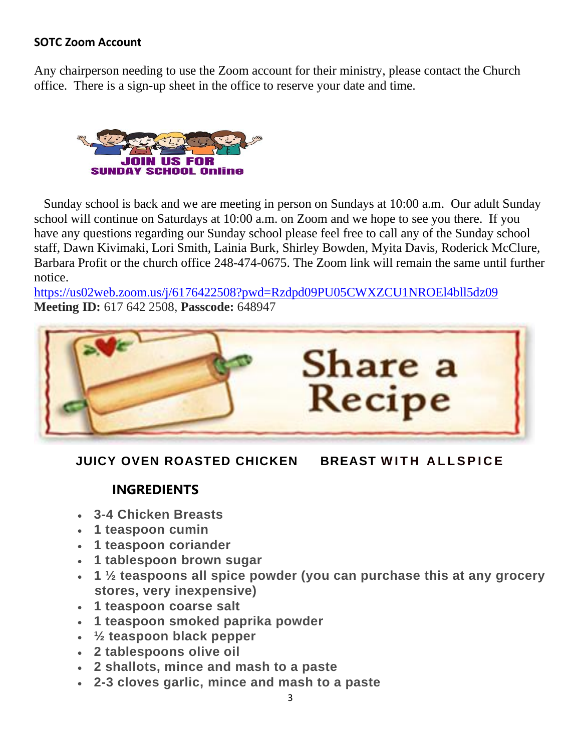## SOTC Zoom Account

Any chairperson needing to use the Zoom account for their ministry, please contact the Church office. There is a sign-up sheet in the office to reserve your date and time.

JOIN US FOR SUNDAY SCHOOL Online

Sunday school is back and we are meeting in person on Sundays at 10:00 a.m. Our adult Sunday school will continue on Saturdays at 10:00 a.m. on Zoom and we hope to see you there. If you have any questions regarding our Sunday school please feel free to call any of the Sunday school staff, Dawn Kivimaki, Lori Smith, Lainia Burk, Shirley Bowden, Myita Davis, Roderick McClure, Barbara Profit or the church office 248-474-0675. The Zoom link will remain the same until further notice.

https://us02web.zoom.us/j/6176422508?pwd=Rzdpd09PU05CWXZCU1NROEl4bll5dz09
**Meeting ID:** 617 642 2508, **Passcode:** 648947

## Share a Recipe

### JUICY OVEN ROASTED CHICKEN BREAST WITH ALLSPICE

### INGREDIENTS

- **3-4 Chicken Breasts**
- **1 teaspoon cumin**
- **1 teaspoon coriander**
- **1 tablespoon brown sugar**
- **1 ½ teaspoons all spice powder (you can purchase this at any grocery stores, very inexpensive)**
- **1 teaspoon coarse salt**
- **1 teaspoon smoked paprika powder**
- **½ teaspoon black pepper**
- **2 tablespoons olive oil**
- **2 shallots, mince and mash to a paste**
- **2-3 cloves garlic, mince and mash to a paste**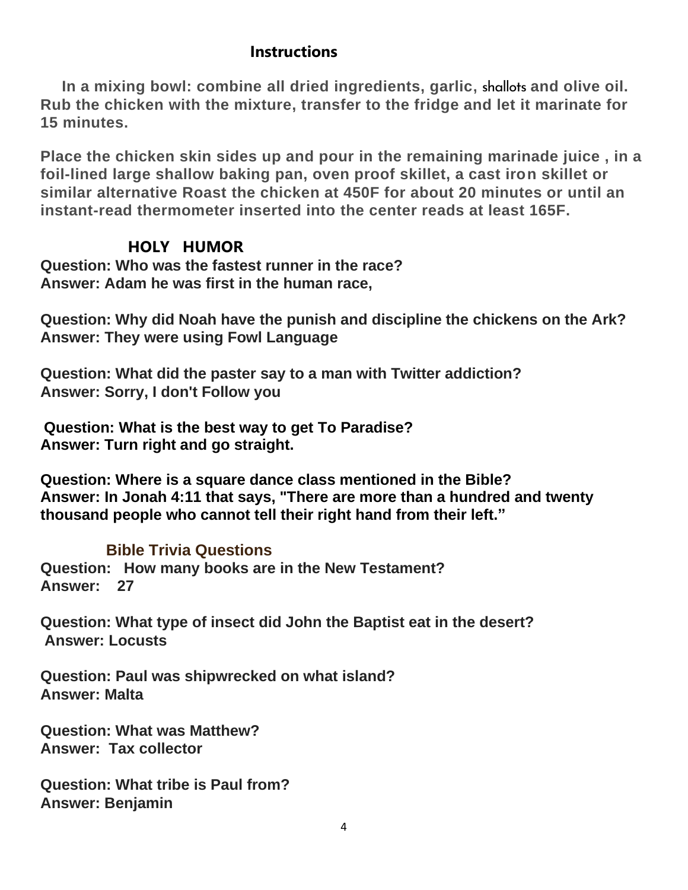## Instructions

**In a mixing bowl: combine all dried ingredients, garlic, shallots and olive oil. Rub the chicken with the mixture, transfer to the fridge and let it marinate for 15 minutes.**

**Place the chicken skin sides up and pour in the remaining marinade juice , in a foil-lined large shallow baking pan, oven proof skillet, a cast iron skillet or similar alternative Roast the chicken at 450F for about 20 minutes or until an instant-read thermometer inserted into the center reads at least 165F.**

## HOLY HUMOR

**Question: Who was the fastest runner in the race?**
**Answer: Adam he was first in the human race,**

**Question: Why did Noah have the punish and discipline the chickens on the Ark?**
**Answer: They were using Fowl Language**

**Question: What did the paster say to a man with Twitter addiction?**
**Answer: Sorry, I don't Follow you**

**Question: What is the best way to get To Paradise?**
**Answer: Turn right and go straight.**

**Question: Where is a square dance class mentioned in the Bible?**
**Answer: In Jonah 4:11 that says, "There are more than a hundred and twenty thousand people who cannot tell their right hand from their left."**

## Bible Trivia Questions

**Question: How many books are in the New Testament?**
**Answer: 27**

**Question: What type of insect did John the Baptist eat in the desert?**
**Answer: Locusts**

**Question: Paul was shipwrecked on what island?**
**Answer: Malta**

**Question: What was Matthew?**
**Answer: Tax collector**

**Question: What tribe is Paul from?**
**Answer: Benjamin**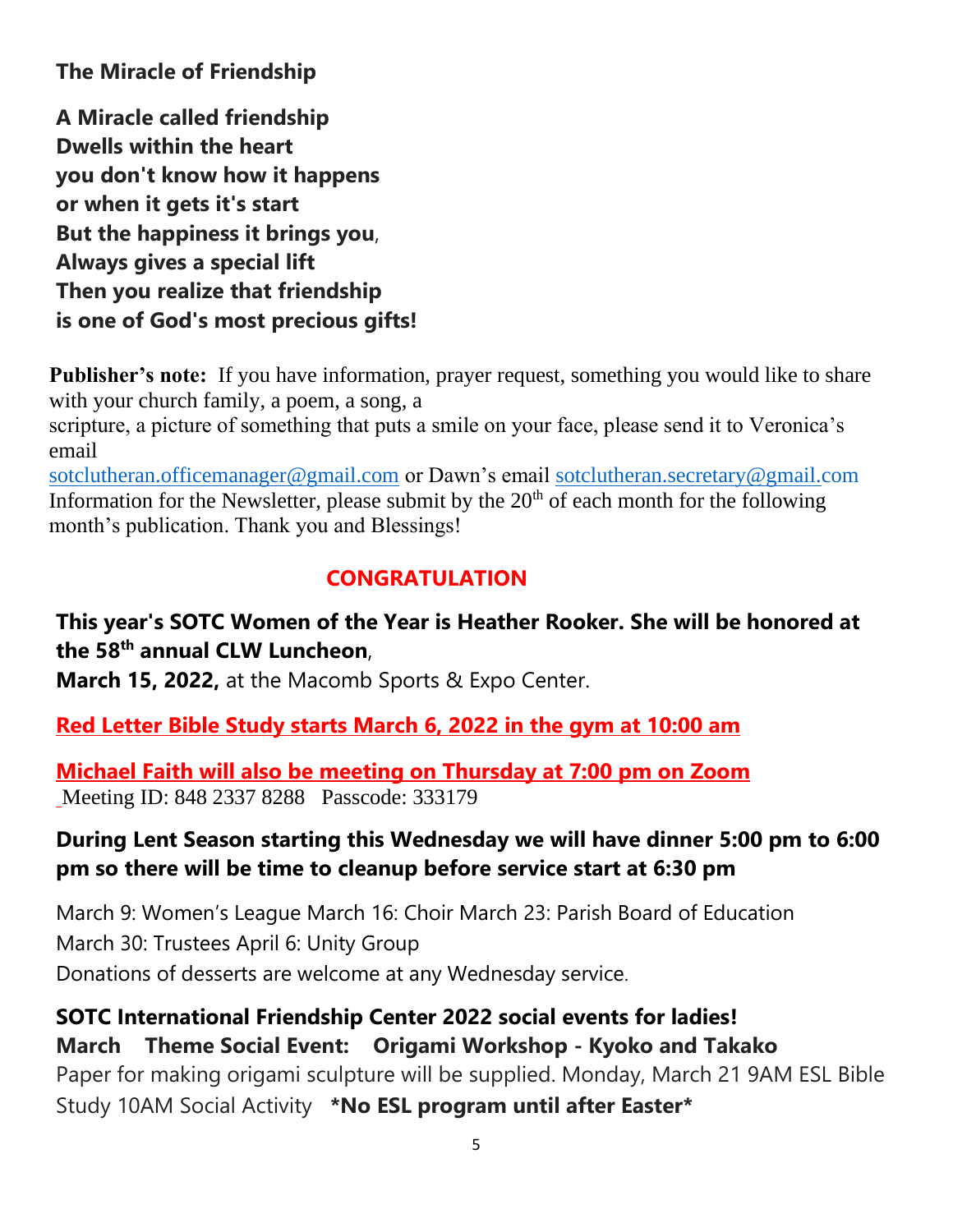**The Miracle of Friendship**

**A Miracle called friendship**
**Dwells within the heart**
**you don't know how it happens**
**or when it gets it's start**
**But the happiness it brings you**,
**Always gives a special lift**
**Then you realize that friendship**
**is one of God's most precious gifts!**

**Publisher's note:** If you have information, prayer request, something you would like to share with your church family, a poem, a song, a
scripture, a picture of something that puts a smile on your face, please send it to Veronica's email
sotclutheran.officemanager@gmail.com or Dawn's email sotclutheran.secretary@gmail.com
Information for the Newsletter, please submit by the 20th of each month for the following month's publication. Thank you and Blessings!

## CONGRATULATION

**This year's SOTC Women of the Year is Heather Rooker. She will be honored at the 58th annual CLW Luncheon**,
**March 15, 2022,** at the Macomb Sports & Expo Center.

**Red Letter Bible Study starts March 6, 2022 in the gym at 10:00 am**

**Michael Faith will also be meeting on Thursday at 7:00 pm on Zoom**
Meeting ID: 848 2337 8288 Passcode: 333179

**During Lent Season starting this Wednesday we will have dinner 5:00 pm to 6:00 pm so there will be time to cleanup before service start at 6:30 pm**

March 9: Women's League March 16: Choir March 23: Parish Board of Education
March 30: Trustees April 6: Unity Group
Donations of desserts are welcome at any Wednesday service.

**SOTC International Friendship Center 2022 social events for ladies!**
**March Theme Social Event: Origami Workshop - Kyoko and Takako**
Paper for making origami sculpture will be supplied. Monday, March 21 9AM ESL Bible Study 10AM Social Activity **\*No ESL program until after Easter\***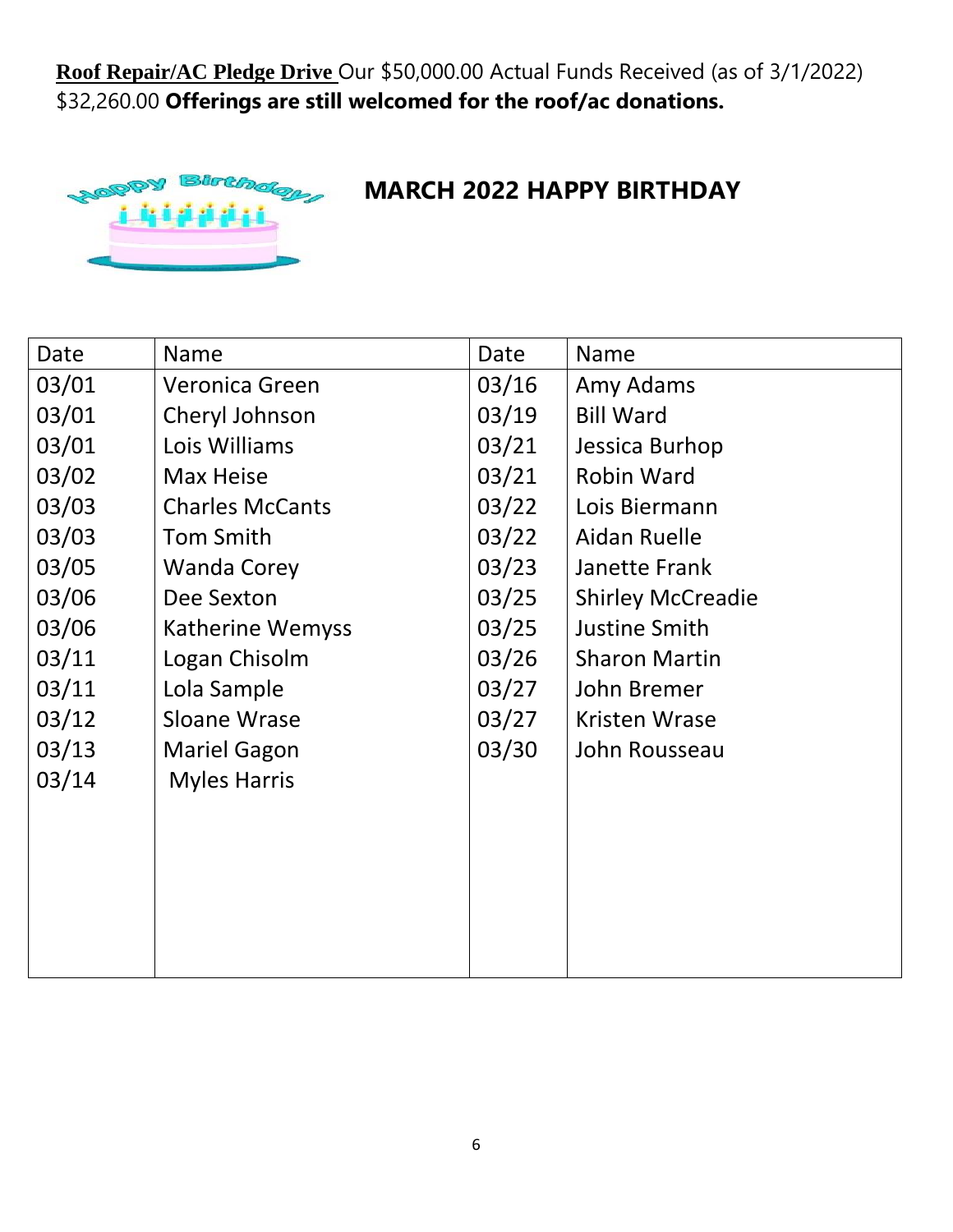**<u>Roof Repair/AC Pledge Drive</u>** Our $50,000.00 Actual Funds Received (as of 3/1/2022) $32,260.00 **Offerings are still welcomed for the roof/ac donations.**

## MARCH 2022 HAPPY BIRTHDAY

| Date | Name | Date | Name |
|---|---|---|---|
| 03/01 | Veronica Green | 03/16 | Amy Adams |
| 03/01 | Cheryl Johnson | 03/19 | Bill Ward |
| 03/01 | Lois Williams | 03/21 | Jessica Burhop |
| 03/02 | Max Heise | 03/21 | Robin Ward |
| 03/03 | Charles McCants | 03/22 | Lois Biermann |
| 03/03 | Tom Smith | 03/22 | Aidan Ruelle |
| 03/05 | Wanda Corey | 03/23 | Janette Frank |
| 03/06 | Dee Sexton | 03/25 | Shirley McCreadie |
| 03/06 | Katherine Wemyss | 03/25 | Justine Smith |
| 03/11 | Logan Chisolm | 03/26 | Sharon Martin |
| 03/11 | Lola Sample | 03/27 | John Bremer |
| 03/12 | Sloane Wrase | 03/27 | Kristen Wrase |
| 03/13 | Mariel Gagon | 03/30 | John Rousseau |
| 03/14 | Myles Harris | | |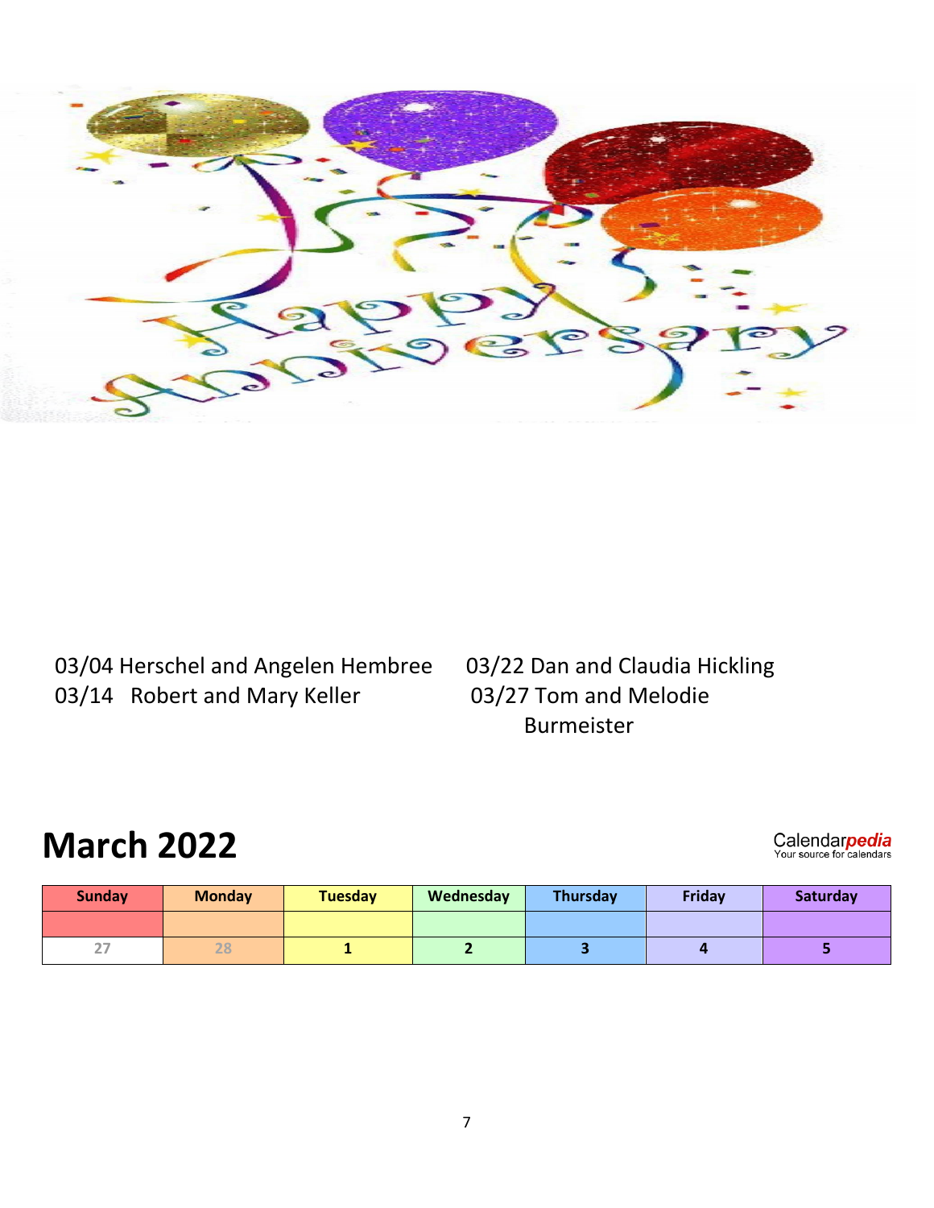03/04 Herschel and Angelen Hembree
03/14 Robert and Mary Keller
03/22 Dan and Claudia Hickling
03/27 Tom and Melodie Burmeister

# March 2022

Calendar*pedia*
Your source for calendars

| Sunday | Monday | Tuesday | Wednesday | Thursday | Friday | Saturday |
|---|---|---|---|---|---|---|
| | | | | | | |
| 27 | 28 | 1 | 2 | 3 | 4 | 5 |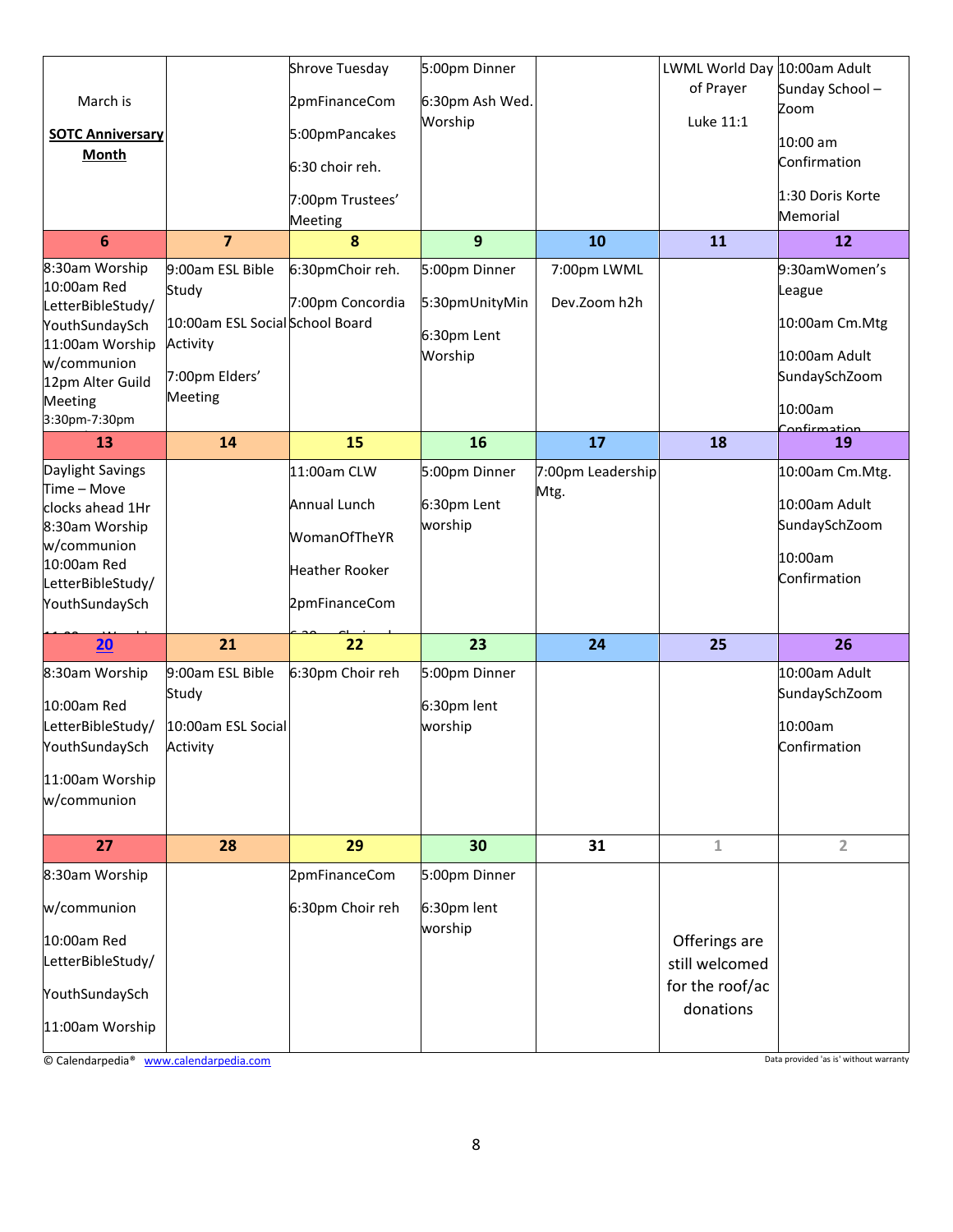| | | | | | | |
|---|---|---|---|---|---|---|
| March is<br>**SOTC Anniversary Month** | | Shrove Tuesday<br>2pmFinanceCom<br>5:00pmPancakes<br>6:30 choir reh.<br>7:00pm Trustees' Meeting | 5:00pm Dinner<br>6:30pm Ash Wed. Worship | | LWML World Day of Prayer<br>Luke 11:1 | 10:00am Adult Sunday School – Zoom<br>10:00 am Confirmation<br>1:30 Doris Korte Memorial |
| **6** | **7** | **8** | **9** | **10** | **11** | **12** |
| 8:30am Worship<br>10:00am Red LetterBibleStudy/ YouthSundaySch<br>11:00am Worship w/communion<br>12pm Alter Guild Meeting<br>3:30pm-7:30pm | 9:00am ESL Bible Study<br>10:00am ESL Social Activity<br>7:00pm Elders' Meeting | 6:30pmChoir reh.<br>7:00pm Concordia School Board | 5:00pm Dinner<br>5:30pmUnityMin<br>6:30pm Lent Worship | 7:00pm LWML<br>Dev.Zoom h2h | | 9:30amWomen's League<br>10:00am Cm.Mtg<br>10:00am Adult SundaySchZoom<br>10:00am Confirmation |
| **13** | **14** | **15** | **16** | **17** | **18** | **19** |
| Daylight Savings Time – Move clocks ahead 1Hr<br>8:30am Worship w/communion<br>10:00am Red LetterBibleStudy/ YouthSundaySch | | 11:00am CLW<br>Annual Lunch<br>WomanOfTheYR<br>Heather Rooker<br>2pmFinanceCom | 5:00pm Dinner<br>6:30pm Lent worship | 7:00pm Leadership Mtg. | | 10:00am Cm.Mtg.<br>10:00am Adult SundaySchZoom<br>10:00am Confirmation |
| **20** | **21** | **22** | **23** | **24** | **25** | **26** |
| 8:30am Worship<br>10:00am Red LetterBibleStudy/ YouthSundaySch<br>11:00am Worship w/communion | 9:00am ESL Bible Study<br>10:00am ESL Social Activity | 6:30pm Choir reh | 5:00pm Dinner<br>6:30pm lent worship | | | 10:00am Adult SundaySchZoom<br>10:00am Confirmation |
| **27** | **28** | **29** | **30** | **31** | 1 | 2 |
| 8:30am Worship<br>w/communion<br>10:00am Red LetterBibleStudy/<br>YouthSundaySch<br>11:00am Worship | | 2pmFinanceCom<br>6:30pm Choir reh | 5:00pm Dinner<br>6:30pm lent worship | | Offerings are still welcomed for the roof/ac donations | |

© Calendarpedia® www.calendarpedia.com Data provided 'as is' without warranty